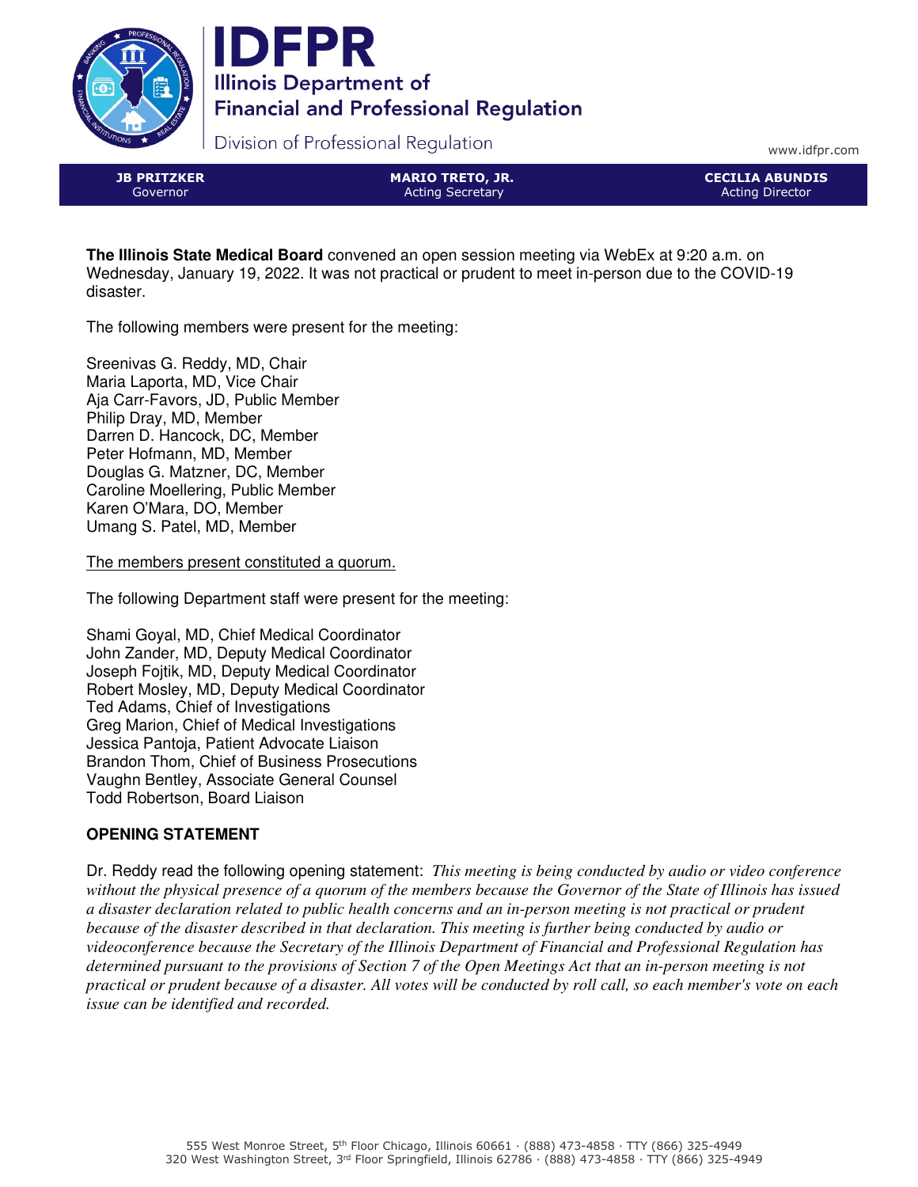# IDFPR

Illinois Department of Financial and Professional Regulation

Division of Professional Regulation

www.idfpr.com

| JB PRITZKER | MARIO TRETO, JR. | CECILIA ABUNDIS |
| --- | --- | --- |
| Governor | Acting Secretary | Acting Director |

**The Illinois State Medical Board** convened an open session meeting via WebEx at 9:20 a.m. on Wednesday, January 19, 2022. It was not practical or prudent to meet in-person due to the COVID-19 disaster.

The following members were present for the meeting:

Sreenivas G. Reddy, MD, Chair
Maria Laporta, MD, Vice Chair
Aja Carr-Favors, JD, Public Member
Philip Dray, MD, Member
Darren D. Hancock, DC, Member
Peter Hofmann, MD, Member
Douglas G. Matzner, DC, Member
Caroline Moellering, Public Member
Karen O'Mara, DO, Member
Umang S. Patel, MD, Member

<u>The members present constituted a quorum.</u>

The following Department staff were present for the meeting:

Shami Goyal, MD, Chief Medical Coordinator
John Zander, MD, Deputy Medical Coordinator
Joseph Fojtik, MD, Deputy Medical Coordinator
Robert Mosley, MD, Deputy Medical Coordinator
Ted Adams, Chief of Investigations
Greg Marion, Chief of Medical Investigations
Jessica Pantoja, Patient Advocate Liaison
Brandon Thom, Chief of Business Prosecutions
Vaughn Bentley, Associate General Counsel
Todd Robertson, Board Liaison

## OPENING STATEMENT

Dr. Reddy read the following opening statement: *This meeting is being conducted by audio or video conference without the physical presence of a quorum of the members because the Governor of the State of Illinois has issued a disaster declaration related to public health concerns and an in-person meeting is not practical or prudent because of the disaster described in that declaration. This meeting is further being conducted by audio or videoconference because the Secretary of the Illinois Department of Financial and Professional Regulation has determined pursuant to the provisions of Section 7 of the Open Meetings Act that an in-person meeting is not practical or prudent because of a disaster. All votes will be conducted by roll call, so each member's vote on each issue can be identified and recorded.*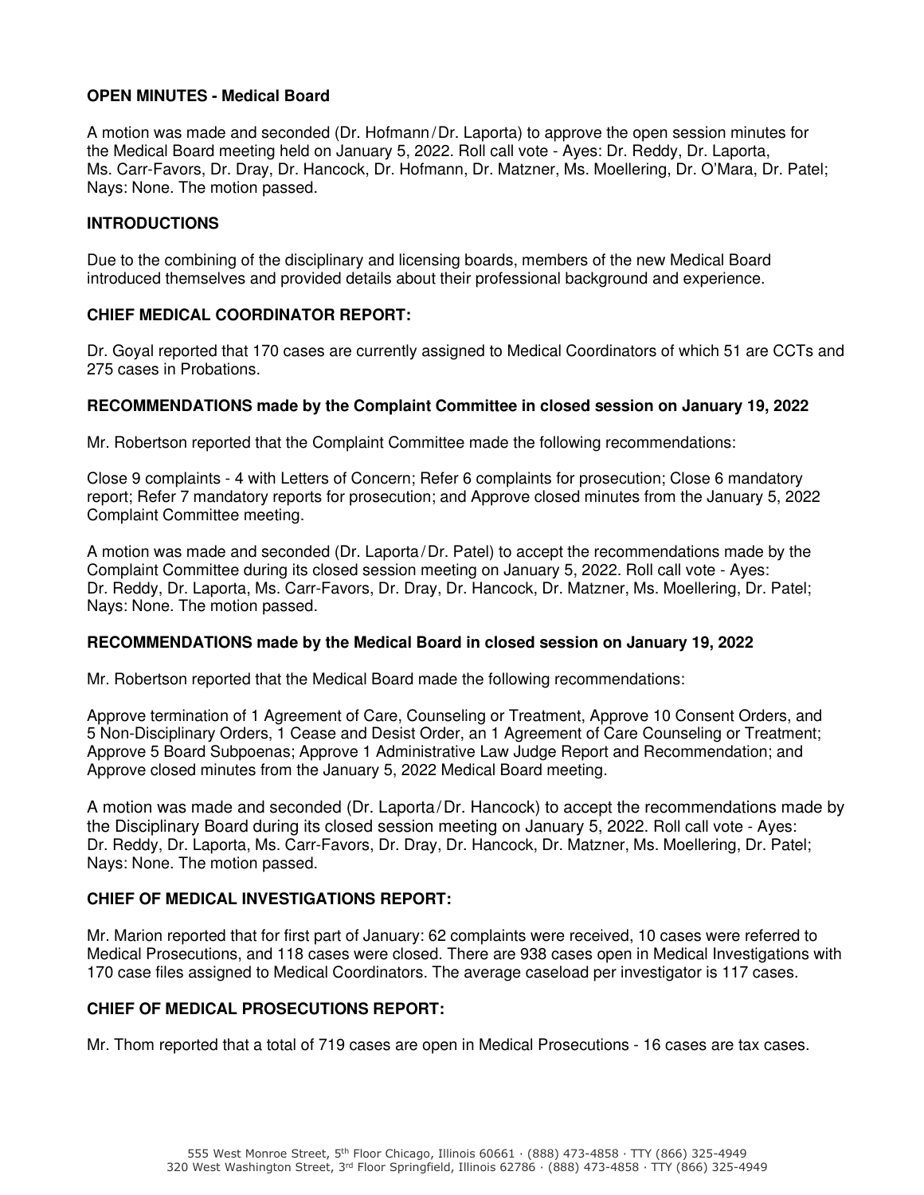**OPEN MINUTES - Medical Board**

A motion was made and seconded (Dr. Hofmann / Dr. Laporta) to approve the open session minutes for the Medical Board meeting held on January 5, 2022. Roll call vote - Ayes: Dr. Reddy, Dr. Laporta, Ms. Carr-Favors, Dr. Dray, Dr. Hancock, Dr. Hofmann, Dr. Matzner, Ms. Moellering, Dr. O'Mara, Dr. Patel; Nays: None. The motion passed.

**INTRODUCTIONS**

Due to the combining of the disciplinary and licensing boards, members of the new Medical Board introduced themselves and provided details about their professional background and experience.

**CHIEF MEDICAL COORDINATOR REPORT:**

Dr. Goyal reported that 170 cases are currently assigned to Medical Coordinators of which 51 are CCTs and 275 cases in Probations.

**RECOMMENDATIONS made by the Complaint Committee in closed session on January 19, 2022**

Mr. Robertson reported that the Complaint Committee made the following recommendations:

Close 9 complaints - 4 with Letters of Concern; Refer 6 complaints for prosecution; Close 6 mandatory report; Refer 7 mandatory reports for prosecution; and Approve closed minutes from the January 5, 2022 Complaint Committee meeting.

A motion was made and seconded (Dr. Laporta / Dr. Patel) to accept the recommendations made by the Complaint Committee during its closed session meeting on January 5, 2022. Roll call vote - Ayes: Dr. Reddy, Dr. Laporta, Ms. Carr-Favors, Dr. Dray, Dr. Hancock, Dr. Matzner, Ms. Moellering, Dr. Patel; Nays: None. The motion passed.

**RECOMMENDATIONS made by the Medical Board in closed session on January 19, 2022**

Mr. Robertson reported that the Medical Board made the following recommendations:

Approve termination of 1 Agreement of Care, Counseling or Treatment, Approve 10 Consent Orders, and 5 Non-Disciplinary Orders, 1 Cease and Desist Order, an 1 Agreement of Care Counseling or Treatment; Approve 5 Board Subpoenas; Approve 1 Administrative Law Judge Report and Recommendation; and Approve closed minutes from the January 5, 2022 Medical Board meeting.

A motion was made and seconded (Dr. Laporta / Dr. Hancock) to accept the recommendations made by the Disciplinary Board during its closed session meeting on January 5, 2022. Roll call vote - Ayes: Dr. Reddy, Dr. Laporta, Ms. Carr-Favors, Dr. Dray, Dr. Hancock, Dr. Matzner, Ms. Moellering, Dr. Patel; Nays: None. The motion passed.

**CHIEF OF MEDICAL INVESTIGATIONS REPORT:**

Mr. Marion reported that for first part of January: 62 complaints were received, 10 cases were referred to Medical Prosecutions, and 118 cases were closed. There are 938 cases open in Medical Investigations with 170 case files assigned to Medical Coordinators. The average caseload per investigator is 117 cases.

**CHIEF OF MEDICAL PROSECUTIONS REPORT:**

Mr. Thom reported that a total of 719 cases are open in Medical Prosecutions - 16 cases are tax cases.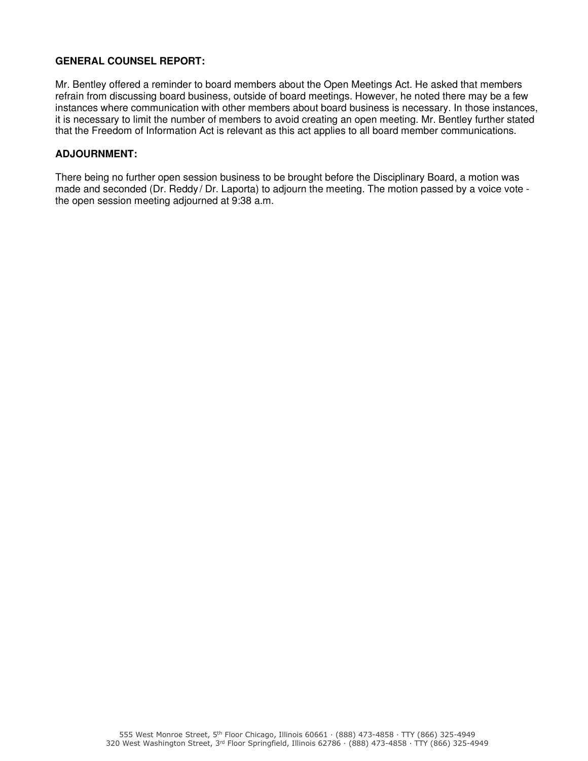**GENERAL COUNSEL REPORT:**

Mr. Bentley offered a reminder to board members about the Open Meetings Act. He asked that members refrain from discussing board business, outside of board meetings. However, he noted there may be a few instances where communication with other members about board business is necessary. In those instances, it is necessary to limit the number of members to avoid creating an open meeting. Mr. Bentley further stated that the Freedom of Information Act is relevant as this act applies to all board member communications.

**ADJOURNMENT:**

There being no further open session business to be brought before the Disciplinary Board, a motion was made and seconded (Dr. Reddy / Dr. Laporta) to adjourn the meeting. The motion passed by a voice vote - the open session meeting adjourned at 9:38 a.m.